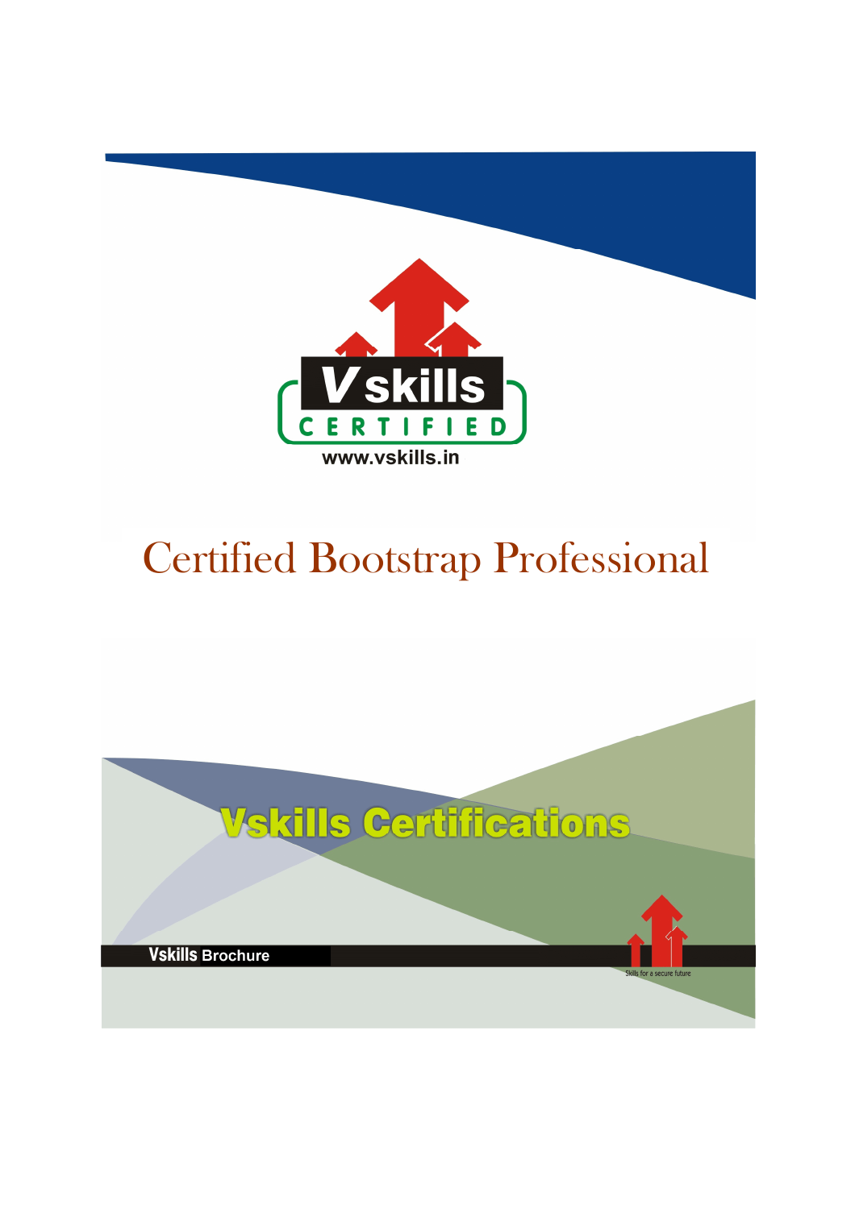Vskills CERTIFIED

www.vskills.in

# Certified Bootstrap Professional

Vskills Certifications

Vskills Brochure

Skills for a secure future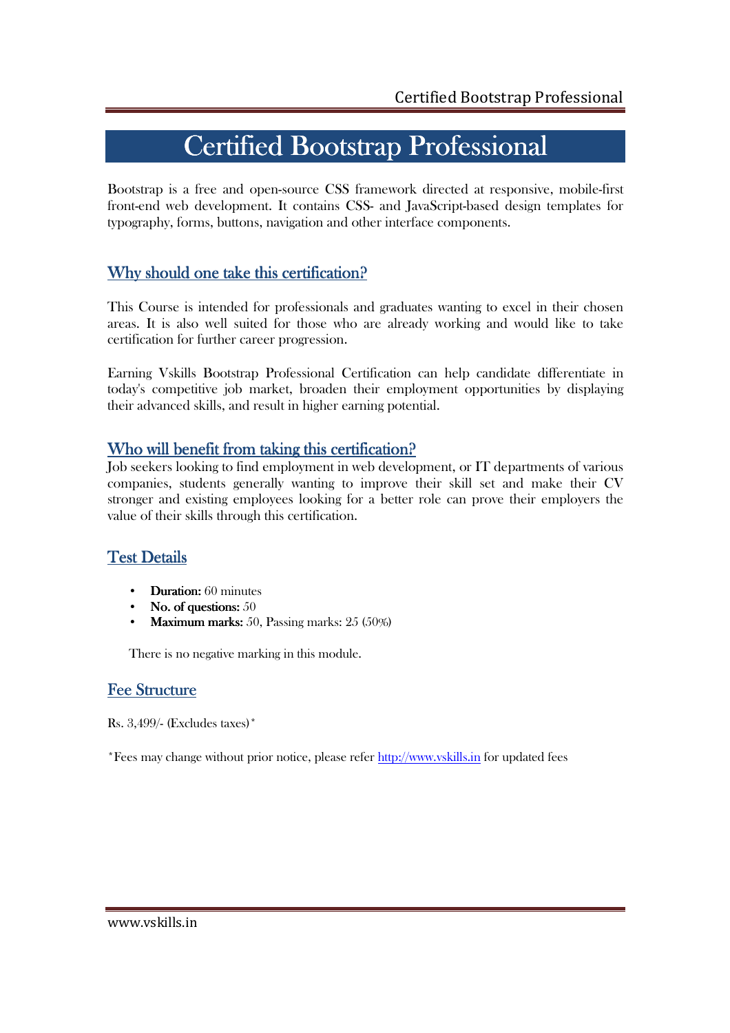# Certified Bootstrap Professional

Bootstrap is a free and open-source CSS framework directed at responsive, mobile-first front-end web development. It contains CSS- and JavaScript-based design templates for typography, forms, buttons, navigation and other interface components.

## Why should one take this certification?

This Course is intended for professionals and graduates wanting to excel in their chosen areas. It is also well suited for those who are already working and would like to take certification for further career progression.

Earning Vskills Bootstrap Professional Certification can help candidate differentiate in today's competitive job market, broaden their employment opportunities by displaying their advanced skills, and result in higher earning potential.

## Who will benefit from taking this certification?

Job seekers looking to find employment in web development, or IT departments of various companies, students generally wanting to improve their skill set and make their CV stronger and existing employees looking for a better role can prove their employers the value of their skills through this certification.

## Test Details

- **Duration:** 60 minutes
- **No. of questions:** 50
- **Maximum marks:** 50, Passing marks: 25 (50%)

There is no negative marking in this module.

## Fee Structure

Rs. 3,499/- (Excludes taxes)*

*Fees may change without prior notice, please refer http://www.vskills.in for updated fees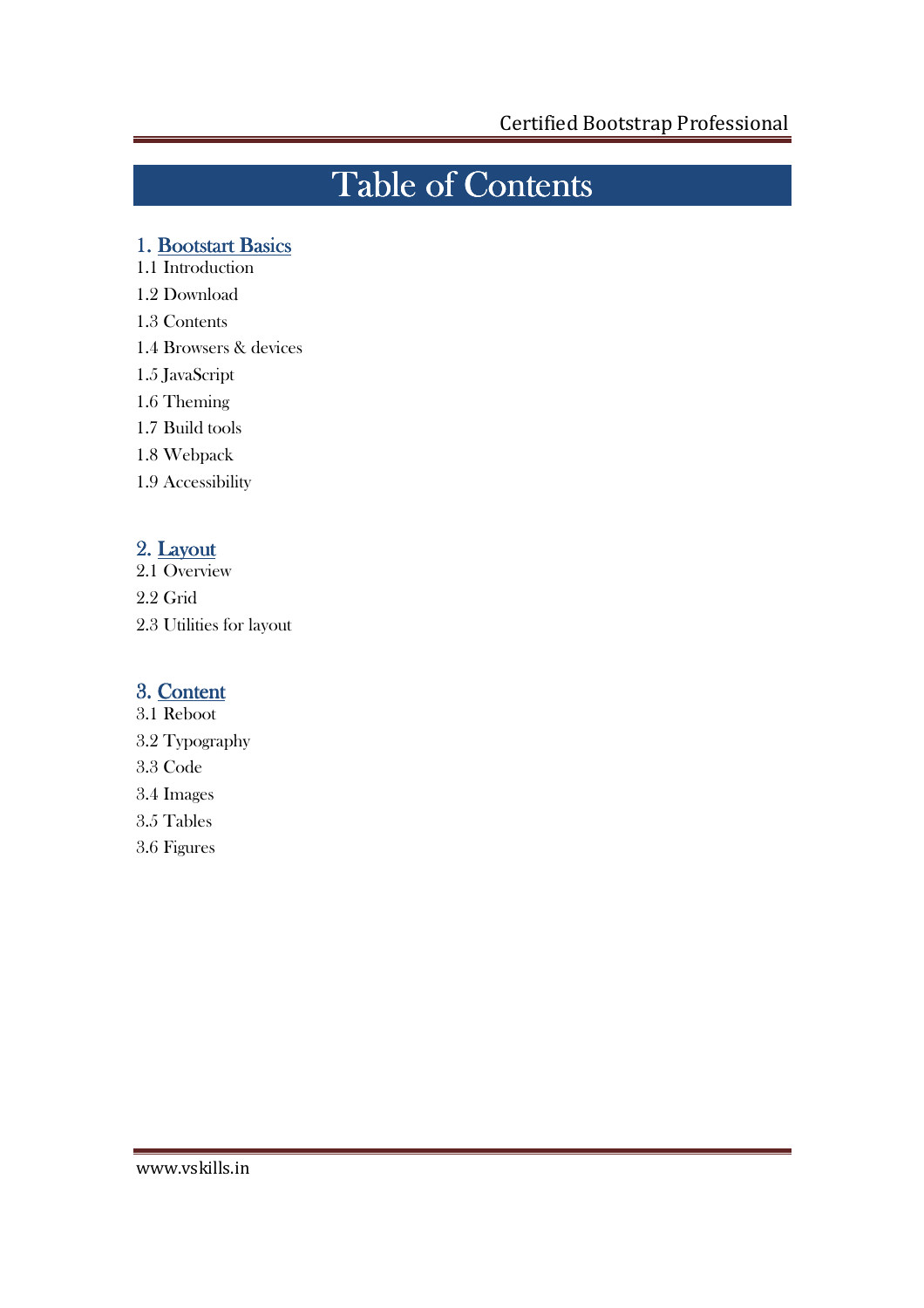# Table of Contents

## 1. Bootstart Basics

1.1 Introduction

1.2 Download

1.3 Contents

1.4 Browsers & devices

1.5 JavaScript

1.6 Theming

1.7 Build tools

1.8 Webpack

1.9 Accessibility

## 2. Layout

2.1 Overview

2.2 Grid

2.3 Utilities for layout

## 3. Content

3.1 Reboot

3.2 Typography

3.3 Code

3.4 Images

3.5 Tables

3.6 Figures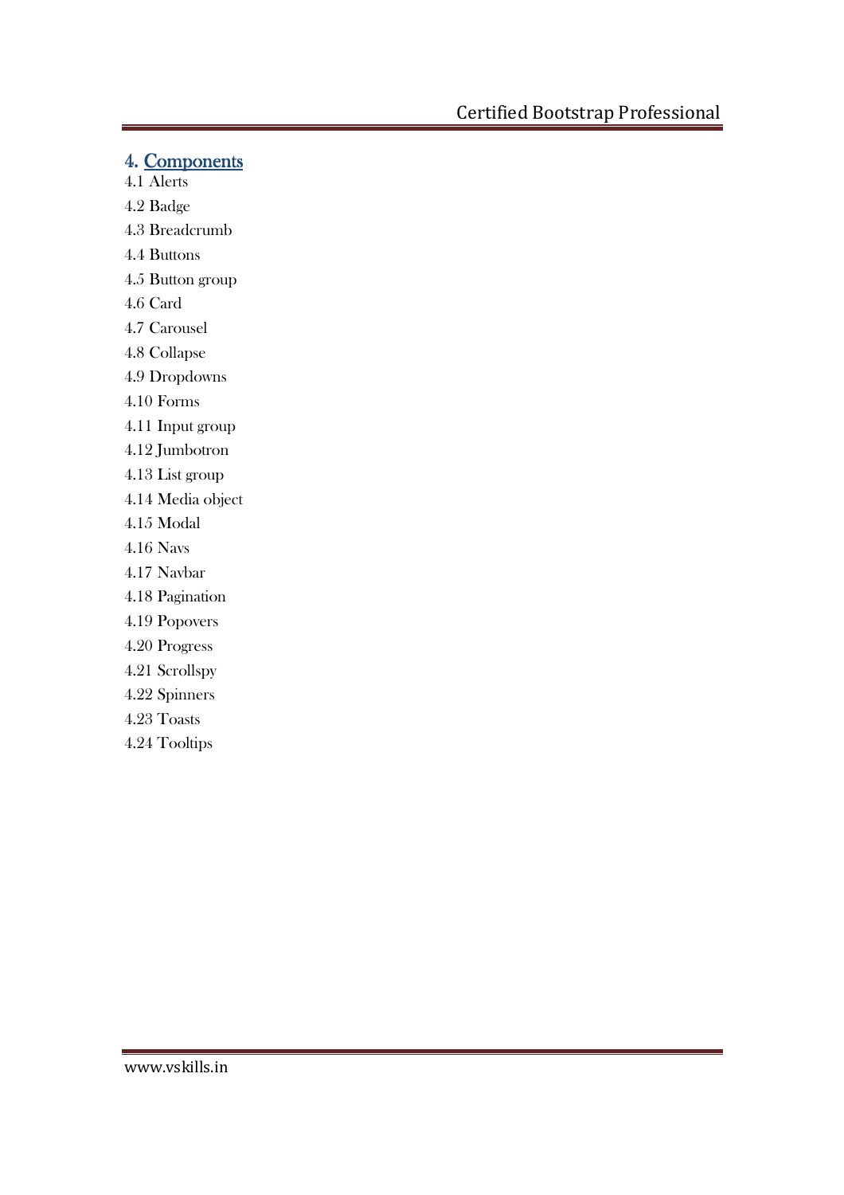## 4. Components

4.1 Alerts

4.2 Badge

4.3 Breadcrumb

4.4 Buttons

4.5 Button group

4.6 Card

4.7 Carousel

4.8 Collapse

4.9 Dropdowns

4.10 Forms

4.11 Input group

4.12 Jumbotron

4.13 List group

4.14 Media object

4.15 Modal

4.16 Navs

4.17 Navbar

4.18 Pagination

4.19 Popovers

4.20 Progress

4.21 Scrollspy

4.22 Spinners

4.23 Toasts

4.24 Tooltips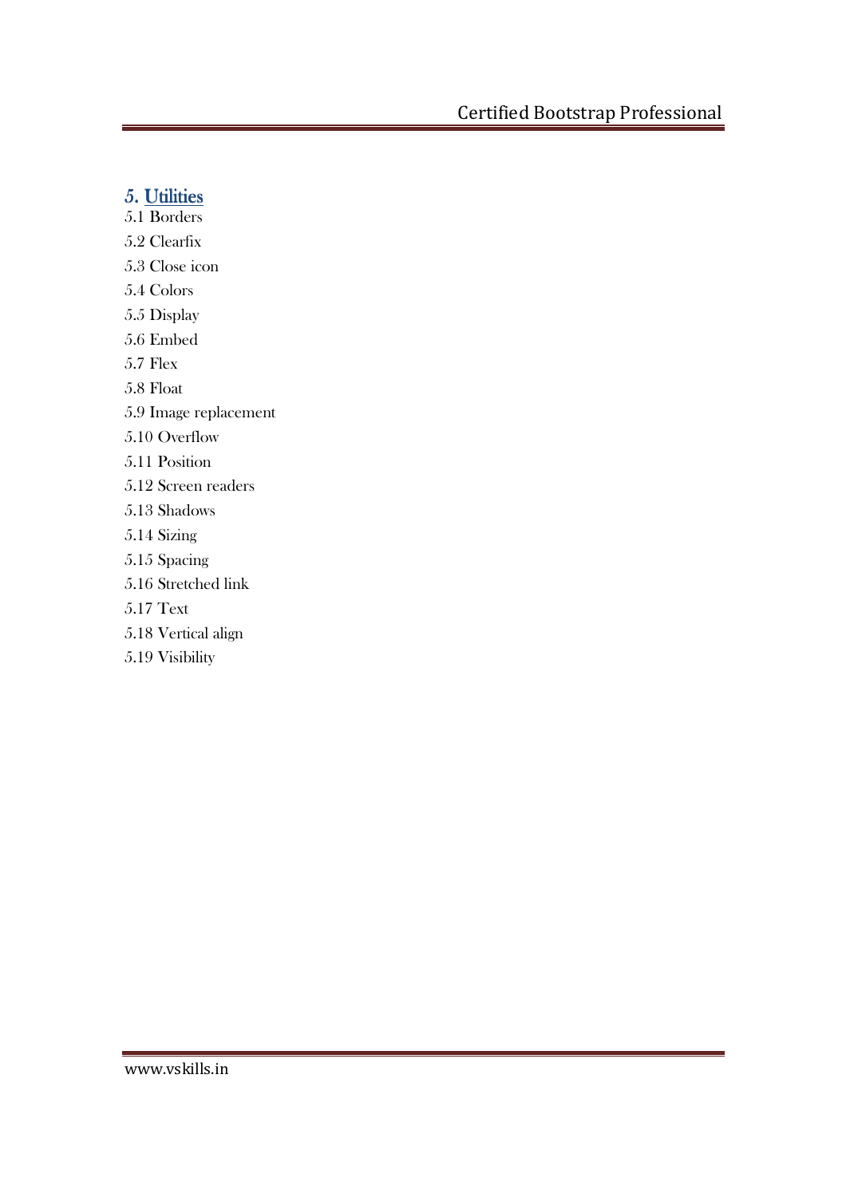## 5. Utilities

5.1 Borders

5.2 Clearfix

5.3 Close icon

5.4 Colors

5.5 Display

5.6 Embed

5.7 Flex

5.8 Float

5.9 Image replacement

5.10 Overflow

5.11 Position

5.12 Screen readers

5.13 Shadows

5.14 Sizing

5.15 Spacing

5.16 Stretched link

5.17 Text

5.18 Vertical align

5.19 Visibility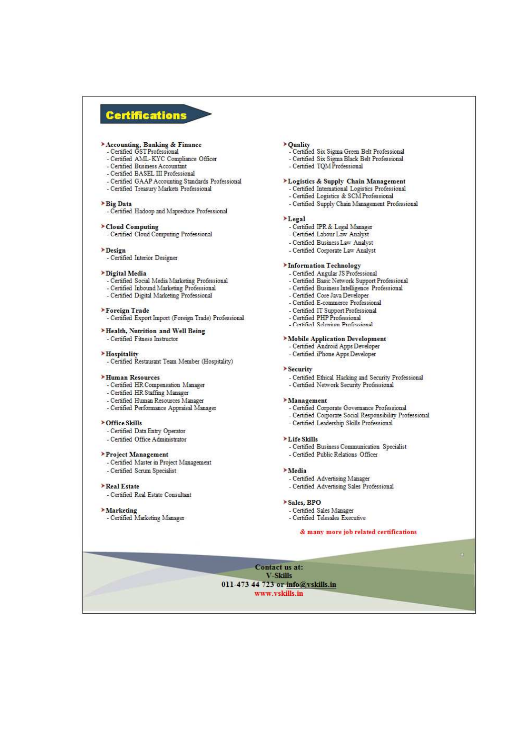# Certifications

**Accounting, Banking & Finance**
- Certified GST Professional
- Certified AML-KYC Compliance Officer
- Certified Business Accountant
- Certified BASEL III Professional
- Certified GAAP Accounting Standards Professional
- Certified Treasury Markets Professional

**Big Data**
- Certified Hadoop and Mapreduce Professional

**Cloud Computing**
- Certified Cloud Computing Professional

**Design**
- Certified Interior Designer

**Digital Media**
- Certified Social Media Marketing Professional
- Certified Inbound Marketing Professional
- Certified Digital Marketing Professional

**Foreign Trade**
- Certified Export Import (Foreign Trade) Professional

**Health, Nutrition and Well Being**
- Certified Fitness Instructor

**Hospitality**
- Certified Restaurant Team Member (Hospitality)

**Human Resources**
- Certified HR Compensation Manager
- Certified HR Staffing Manager
- Certified Human Resources Manager
- Certified Performance Appraisal Manager

**Office Skills**
- Certified Data Entry Operator
- Certified Office Administrator

**Project Management**
- Certified Master in Project Management
- Certified Scrum Specialist

**Real Estate**
- Certified Real Estate Consultant

**Marketing**
- Certified Marketing Manager

**Quality**
- Certified Six Sigma Green Belt Professional
- Certified Six Sigma Black Belt Professional
- Certified TQM Professional

**Logistics & Supply Chain Management**
- Certified International Logistics Professional
- Certified Logistics & SCM Professional
- Certified Supply Chain Management Professional

**Legal**
- Certified IPR & Legal Manager
- Certified Labour Law Analyst
- Certified Business Law Analyst
- Certified Corporate Law Analyst

**Information Technology**
- Certified Angular JS Professional
- Certified Basic Network Support Professional
- Certified Business Intelligence Professional
- Certified Core Java Developer
- Certified E-commerce Professional
- Certified IT Support Professional
- Certified PHP Professional
- Certified Selenium Professional

**Mobile Application Development**
- Certified Android Apps Developer
- Certified iPhone Apps Developer

**Security**
- Certified Ethical Hacking and Security Professional
- Certified Network Security Professional

**Management**
- Certified Corporate Governance Professional
- Certified Corporate Social Responsibility Professional
- Certified Leadership Skills Professional

**Life Skills**
- Certified Business Communication Specialist
- Certified Public Relations Officer

**Media**
- Certified Advertising Manager
- Certified Advertising Sales Professional

**Sales, BPO**
- Certified Sales Manager
- Certified Telesales Executive

**& many more job related certifications**

**Contact us at:**
**V-Skills**
**011-473 44 723 or info@vskills.in**
**www.vskills.in**